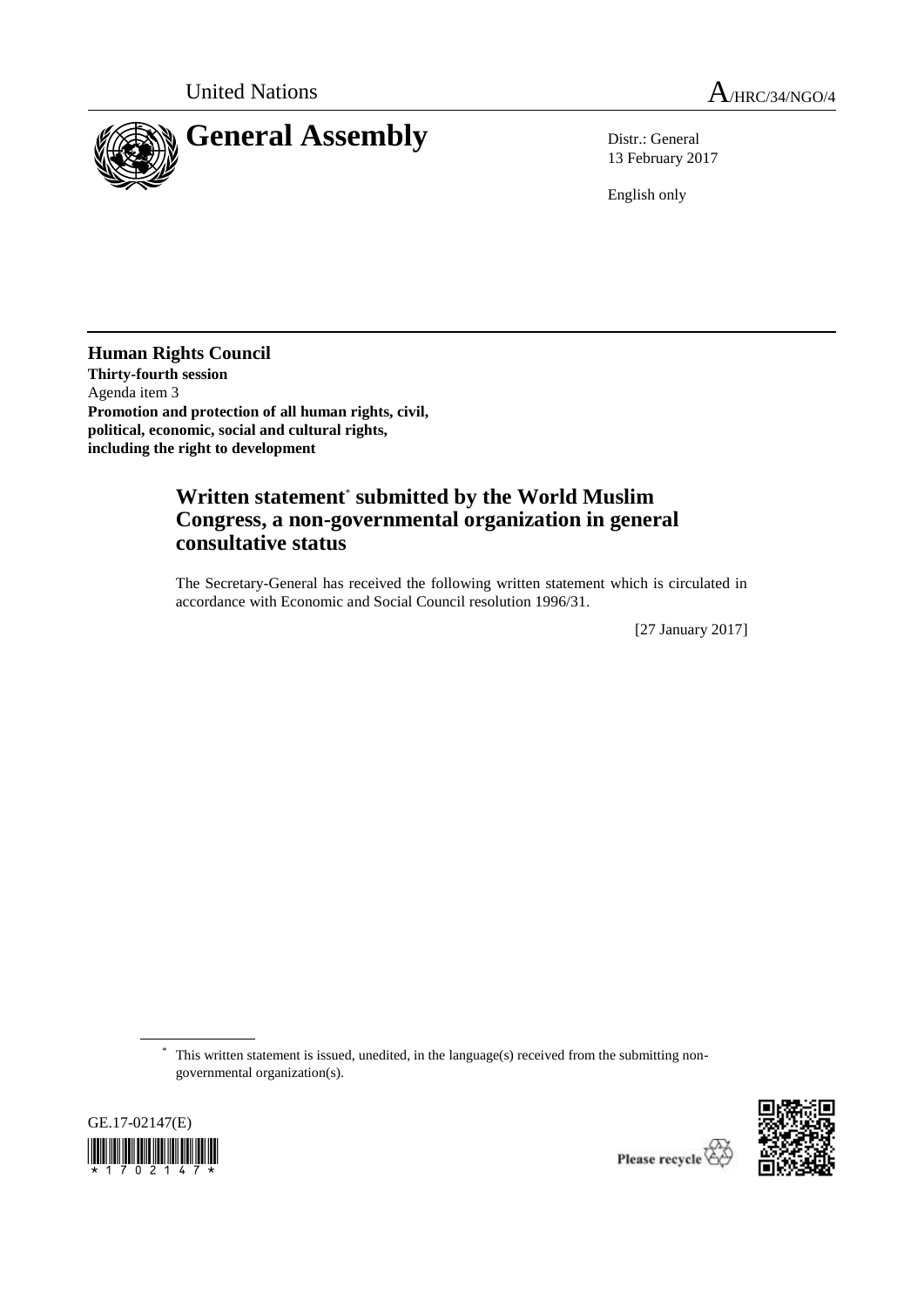United Nations A/HRC/34/NGO/4

# General Assembly

Distr.: General
13 February 2017

English only

**Human Rights Council**
**Thirty-fourth session**
Agenda item 3
**Promotion and protection of all human rights, civil, political, economic, social and cultural rights, including the right to development**

## Written statement* submitted by the World Muslim Congress, a non-governmental organization in general consultative status

The Secretary-General has received the following written statement which is circulated in accordance with Economic and Social Council resolution 1996/31.

[27 January 2017]

* This written statement is issued, unedited, in the language(s) received from the submitting non-governmental organization(s).

GE.17-02147(E)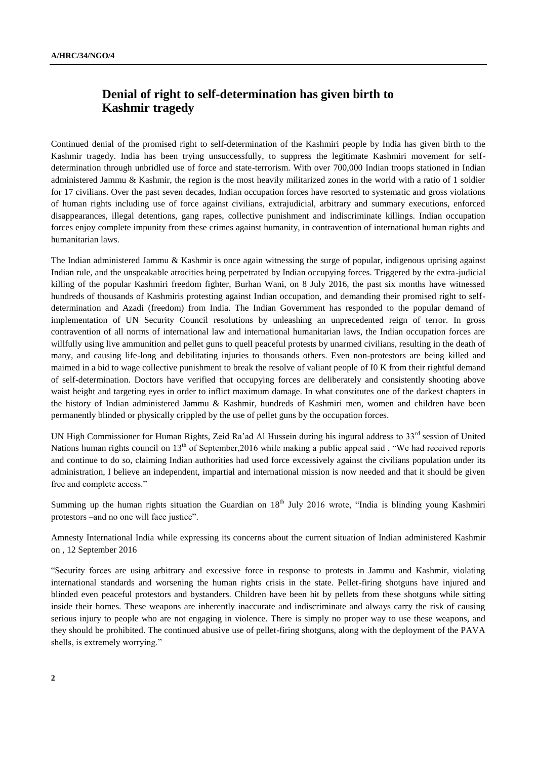## Denial of right to self-determination has given birth to Kashmir tragedy

Continued denial of the promised right to self-determination of the Kashmiri people by India has given birth to the Kashmir tragedy. India has been trying unsuccessfully, to suppress the legitimate Kashmiri movement for self-determination through unbridled use of force and state-terrorism. With over 700,000 Indian troops stationed in Indian administered Jammu & Kashmir, the region is the most heavily militarized zones in the world with a ratio of 1 soldier for 17 civilians. Over the past seven decades, Indian occupation forces have resorted to systematic and gross violations of human rights including use of force against civilians, extrajudicial, arbitrary and summary executions, enforced disappearances, illegal detentions, gang rapes, collective punishment and indiscriminate killings. Indian occupation forces enjoy complete impunity from these crimes against humanity, in contravention of international human rights and humanitarian laws.

The Indian administered Jammu & Kashmir is once again witnessing the surge of popular, indigenous uprising against Indian rule, and the unspeakable atrocities being perpetrated by Indian occupying forces. Triggered by the extra-judicial killing of the popular Kashmiri freedom fighter, Burhan Wani, on 8 July 2016, the past six months have witnessed hundreds of thousands of Kashmiris protesting against Indian occupation, and demanding their promised right to self-determination and Azadi (freedom) from India. The Indian Government has responded to the popular demand of implementation of UN Security Council resolutions by unleashing an unprecedented reign of terror. In gross contravention of all norms of international law and international humanitarian laws, the Indian occupation forces are willfully using live ammunition and pellet guns to quell peaceful protests by unarmed civilians, resulting in the death of many, and causing life-long and debilitating injuries to thousands others. Even non-protestors are being killed and maimed in a bid to wage collective punishment to break the resolve of valiant people of I0 K from their rightful demand of self-determination. Doctors have verified that occupying forces are deliberately and consistently shooting above waist height and targeting eyes in order to inflict maximum damage. In what constitutes one of the darkest chapters in the history of Indian administered Jammu & Kashmir, hundreds of Kashmiri men, women and children have been permanently blinded or physically crippled by the use of pellet guns by the occupation forces.

UN High Commissioner for Human Rights, Zeid Ra'ad Al Hussein during his ingural address to 33rd session of United Nations human rights council on 13th of September,2016 while making a public appeal said , "We had received reports and continue to do so, claiming Indian authorities had used force excessively against the civilians population under its administration, I believe an independent, impartial and international mission is now needed and that it should be given free and complete access."

Summing up the human rights situation the Guardian on 18th July 2016 wrote, "India is blinding young Kashmiri protestors –and no one will face justice".

Amnesty International India while expressing its concerns about the current situation of Indian administered Kashmir on , 12 September 2016

"Security forces are using arbitrary and excessive force in response to protests in Jammu and Kashmir, violating international standards and worsening the human rights crisis in the state. Pellet-firing shotguns have injured and blinded even peaceful protestors and bystanders. Children have been hit by pellets from these shotguns while sitting inside their homes. These weapons are inherently inaccurate and indiscriminate and always carry the risk of causing serious injury to people who are not engaging in violence. There is simply no proper way to use these weapons, and they should be prohibited. The continued abusive use of pellet-firing shotguns, along with the deployment of the PAVA shells, is extremely worrying."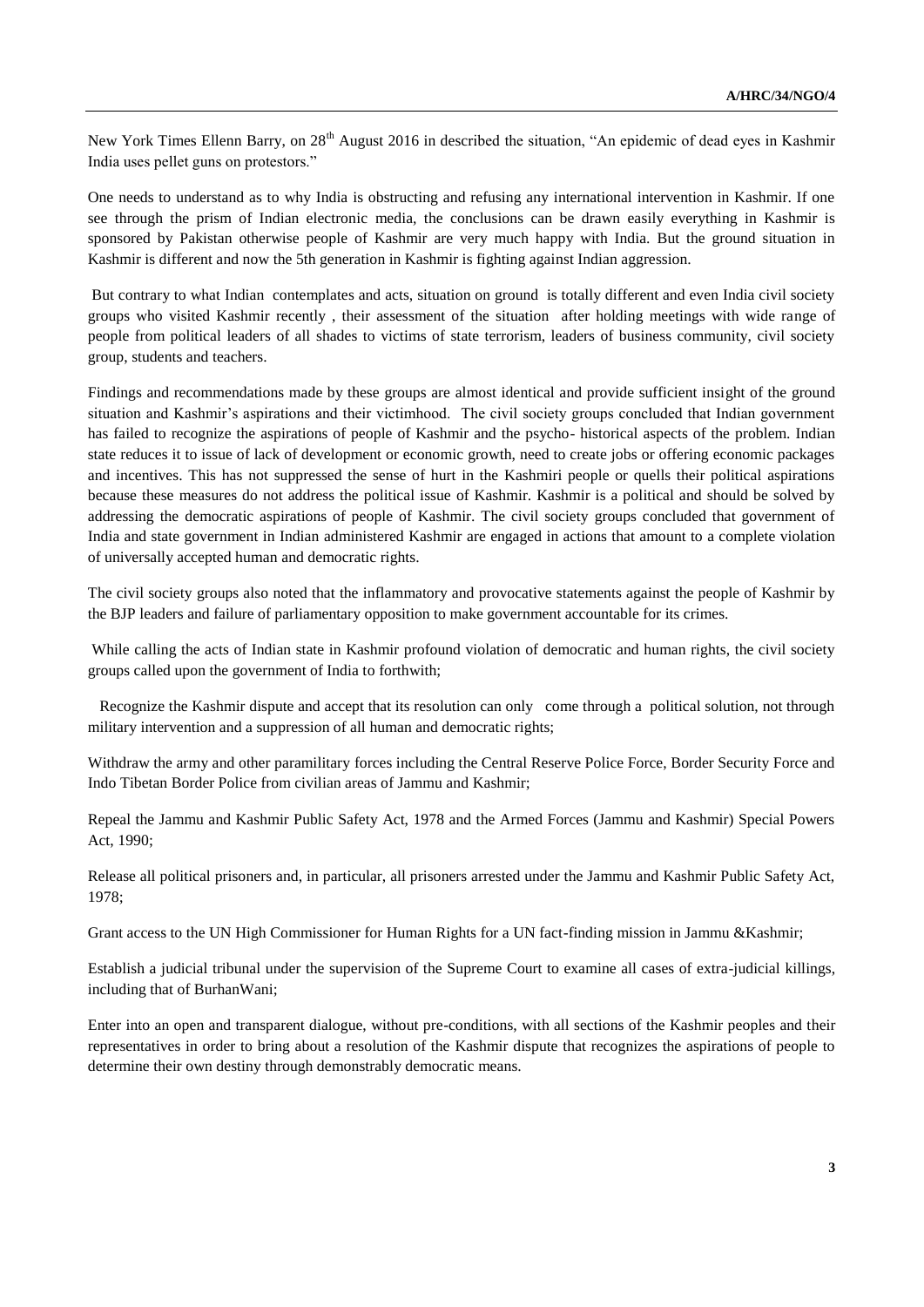New York Times Ellenn Barry, on 28th August 2016 in described the situation, "An epidemic of dead eyes in Kashmir India uses pellet guns on protestors."

One needs to understand as to why India is obstructing and refusing any international intervention in Kashmir. If one see through the prism of Indian electronic media, the conclusions can be drawn easily everything in Kashmir is sponsored by Pakistan otherwise people of Kashmir are very much happy with India. But the ground situation in Kashmir is different and now the 5th generation in Kashmir is fighting against Indian aggression.

But contrary to what Indian contemplates and acts, situation on ground is totally different and even India civil society groups who visited Kashmir recently , their assessment of the situation after holding meetings with wide range of people from political leaders of all shades to victims of state terrorism, leaders of business community, civil society group, students and teachers.

Findings and recommendations made by these groups are almost identical and provide sufficient insight of the ground situation and Kashmir's aspirations and their victimhood. The civil society groups concluded that Indian government has failed to recognize the aspirations of people of Kashmir and the psycho- historical aspects of the problem. Indian state reduces it to issue of lack of development or economic growth, need to create jobs or offering economic packages and incentives. This has not suppressed the sense of hurt in the Kashmiri people or quells their political aspirations because these measures do not address the political issue of Kashmir. Kashmir is a political and should be solved by addressing the democratic aspirations of people of Kashmir. The civil society groups concluded that government of India and state government in Indian administered Kashmir are engaged in actions that amount to a complete violation of universally accepted human and democratic rights.

The civil society groups also noted that the inflammatory and provocative statements against the people of Kashmir by the BJP leaders and failure of parliamentary opposition to make government accountable for its crimes.

While calling the acts of Indian state in Kashmir profound violation of democratic and human rights, the civil society groups called upon the government of India to forthwith;

Recognize the Kashmir dispute and accept that its resolution can only come through a political solution, not through military intervention and a suppression of all human and democratic rights;

Withdraw the army and other paramilitary forces including the Central Reserve Police Force, Border Security Force and Indo Tibetan Border Police from civilian areas of Jammu and Kashmir;

Repeal the Jammu and Kashmir Public Safety Act, 1978 and the Armed Forces (Jammu and Kashmir) Special Powers Act, 1990;

Release all political prisoners and, in particular, all prisoners arrested under the Jammu and Kashmir Public Safety Act, 1978;

Grant access to the UN High Commissioner for Human Rights for a UN fact-finding mission in Jammu &Kashmir;

Establish a judicial tribunal under the supervision of the Supreme Court to examine all cases of extra-judicial killings, including that of BurhanWani;

Enter into an open and transparent dialogue, without pre-conditions, with all sections of the Kashmir peoples and their representatives in order to bring about a resolution of the Kashmir dispute that recognizes the aspirations of people to determine their own destiny through demonstrably democratic means.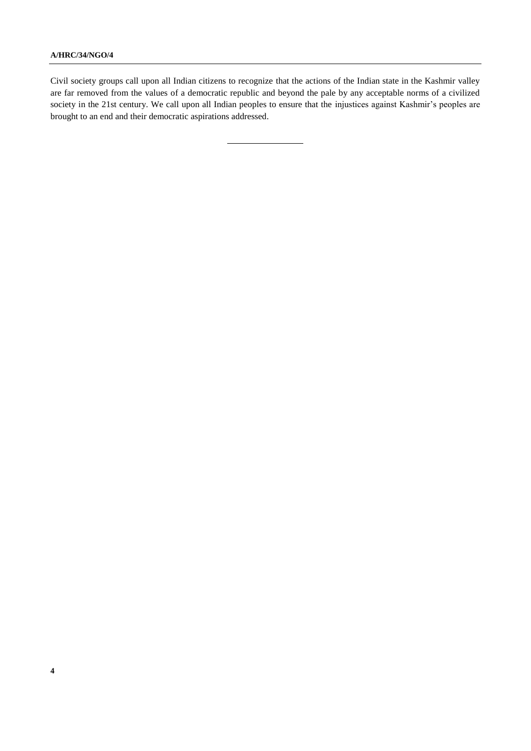Civil society groups call upon all Indian citizens to recognize that the actions of the Indian state in the Kashmir valley are far removed from the values of a democratic republic and beyond the pale by any acceptable norms of a civilized society in the 21st century. We call upon all Indian peoples to ensure that the injustices against Kashmir's peoples are brought to an end and their democratic aspirations addressed.